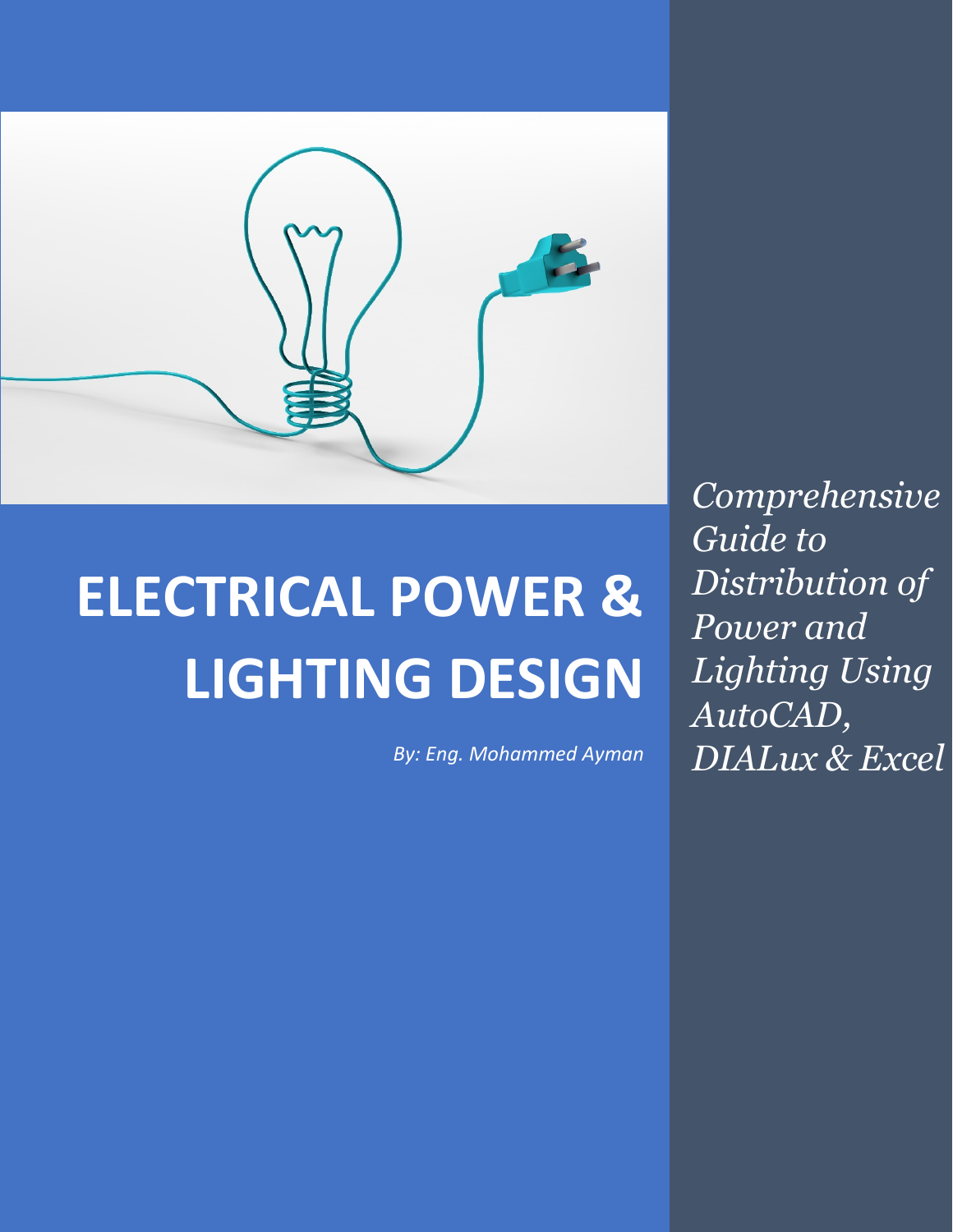# ELECTRICAL POWER & LIGHTING DESIGN

*By: Eng. Mohammed Ayman*

*Comprehensive Guide to Distribution of Power and Lighting Using AutoCAD, DIALux & Excel*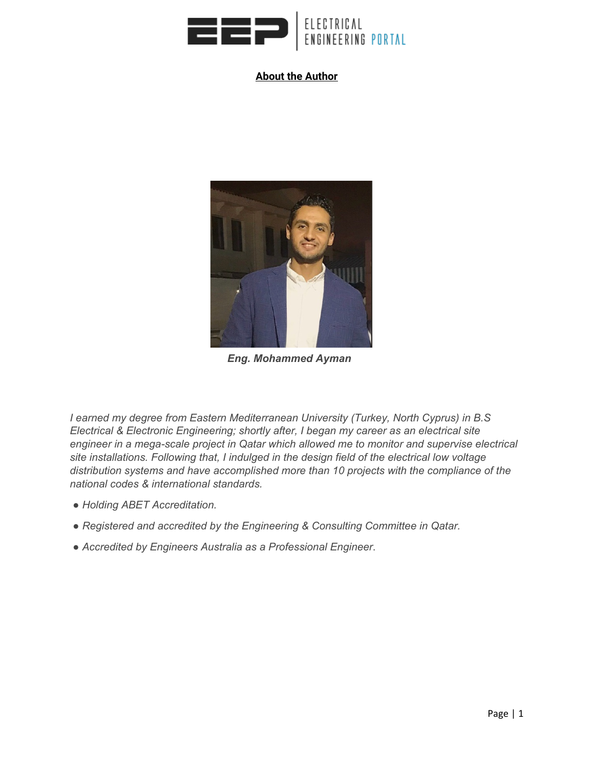## About the Author

***Eng. Mohammed Ayman***

*I earned my degree from Eastern Mediterranean University (Turkey, North Cyprus) in B.S Electrical & Electronic Engineering; shortly after, I began my career as an electrical site engineer in a mega-scale project in Qatar which allowed me to monitor and supervise electrical site installations. Following that, I indulged in the design field of the electrical low voltage distribution systems and have accomplished more than 10 projects with the compliance of the national codes & international standards.*

- *Holding ABET Accreditation.*
- *Registered and accredited by the Engineering & Consulting Committee in Qatar.*
- *Accredited by Engineers Australia as a Professional Engineer.*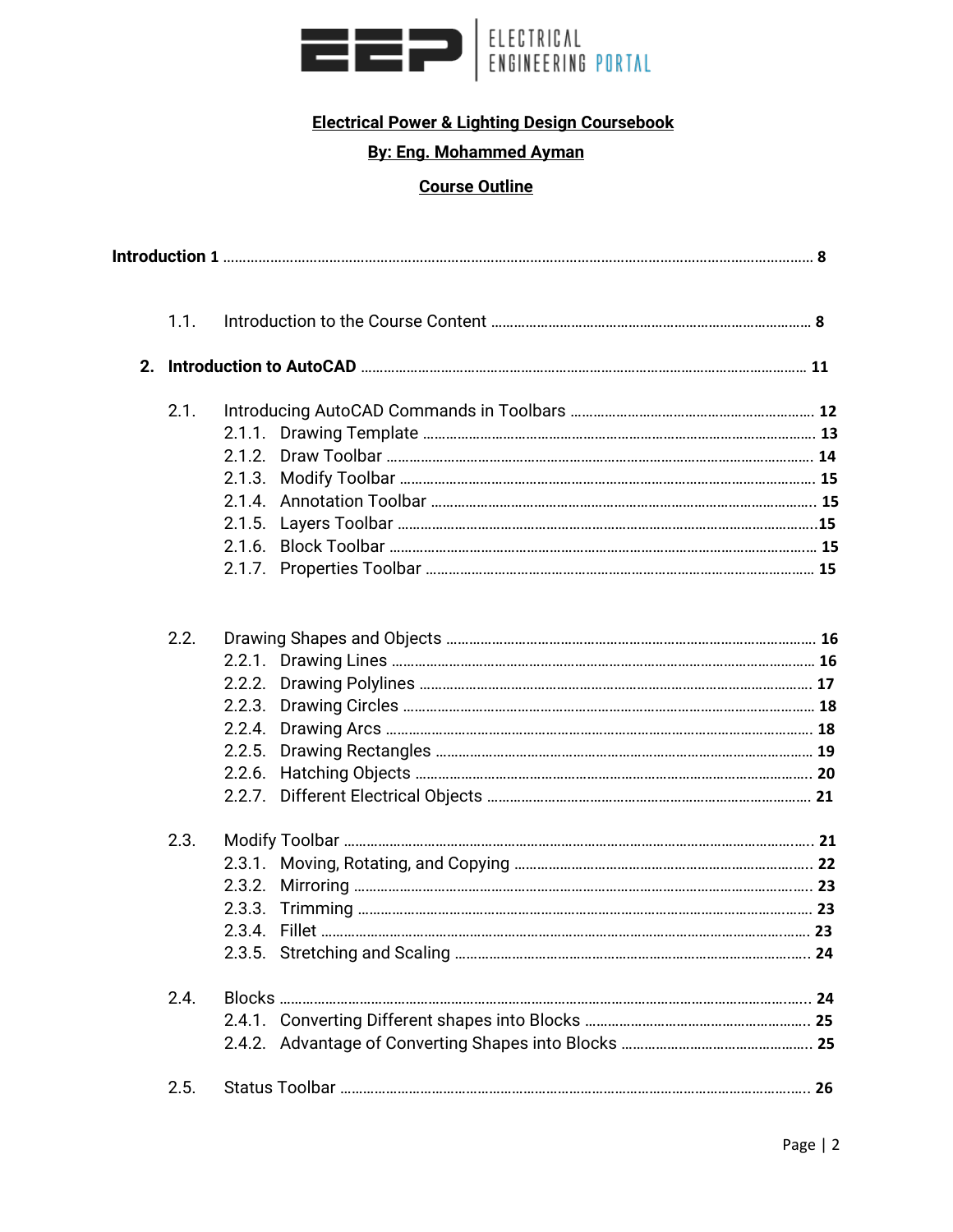**Electrical Power & Lighting Design Coursebook**

**By: Eng. Mohammed Ayman**

**Course Outline**

**Introduction 1** ........................................................ 8

1.1. Introduction to the Course Content ........................................................ 8

**2. Introduction to AutoCAD** ........................................................ 11

2.1. Introducing AutoCAD Commands in Toolbars ........................................................ 12
- 2.1.1. Drawing Template ........................................................ 13
- 2.1.2. Draw Toolbar ........................................................ 14
- 2.1.3. Modify Toolbar ........................................................ 15
- 2.1.4. Annotation Toolbar ........................................................ 15
- 2.1.5. Layers Toolbar ........................................................ 15
- 2.1.6. Block Toolbar ........................................................ 15
- 2.1.7. Properties Toolbar ........................................................ 15

2.2. Drawing Shapes and Objects ........................................................ 16
- 2.2.1. Drawing Lines ........................................................ 16
- 2.2.2. Drawing Polylines ........................................................ 17
- 2.2.3. Drawing Circles ........................................................ 18
- 2.2.4. Drawing Arcs ........................................................ 18
- 2.2.5. Drawing Rectangles ........................................................ 19
- 2.2.6. Hatching Objects ........................................................ 20
- 2.2.7. Different Electrical Objects ........................................................ 21

2.3. Modify Toolbar ........................................................ 21
- 2.3.1. Moving, Rotating, and Copying ........................................................ 22
- 2.3.2. Mirroring ........................................................ 23
- 2.3.3. Trimming ........................................................ 23
- 2.3.4. Fillet ........................................................ 23
- 2.3.5. Stretching and Scaling ........................................................ 24

2.4. Blocks ........................................................ 24
- 2.4.1. Converting Different shapes into Blocks ........................................................ 25
- 2.4.2. Advantage of Converting Shapes into Blocks ........................................................ 25

2.5. Status Toolbar ........................................................ 26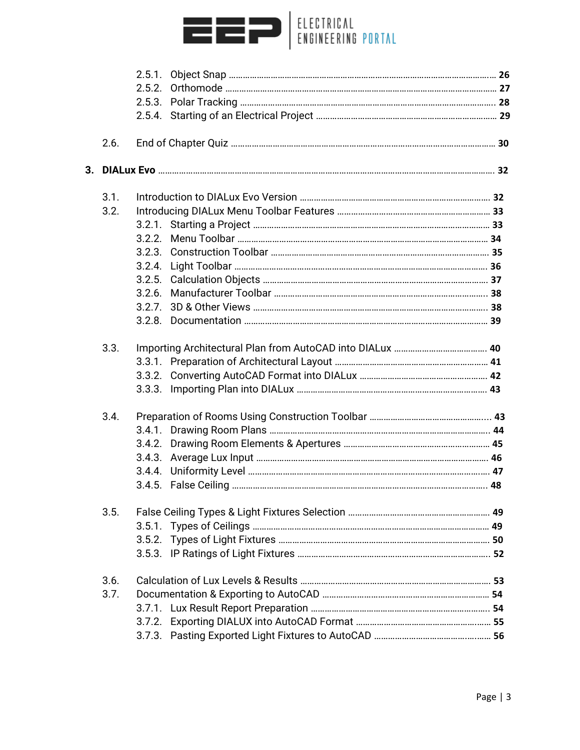- 2.5.1. Object Snap ..... 26
- 2.5.2. Orthomode ..... 27
- 2.5.3. Polar Tracking ..... 28
- 2.5.4. Starting of an Electrical Project ..... 29

2.6. End of Chapter Quiz ..... 30

**3. DIALux Evo ..... 32**

3.1. Introduction to DIALux Evo Version ..... 32

3.2. Introducing DIALux Menu Toolbar Features ..... 33
- 3.2.1. Starting a Project ..... 33
- 3.2.2. Menu Toolbar ..... 34
- 3.2.3. Construction Toolbar ..... 35
- 3.2.4. Light Toolbar ..... 36
- 3.2.5. Calculation Objects ..... 37
- 3.2.6. Manufacturer Toolbar ..... 38
- 3.2.7. 3D & Other Views ..... 38
- 3.2.8. Documentation ..... 39

3.3. Importing Architectural Plan from AutoCAD into DIALux ..... 40
- 3.3.1. Preparation of Architectural Layout ..... 41
- 3.3.2. Converting AutoCAD Format into DIALux ..... 42
- 3.3.3. Importing Plan into DIALux ..... 43

3.4. Preparation of Rooms Using Construction Toolbar ..... 43
- 3.4.1. Drawing Room Plans ..... 44
- 3.4.2. Drawing Room Elements & Apertures ..... 45
- 3.4.3. Average Lux Input ..... 46
- 3.4.4. Uniformity Level ..... 47
- 3.4.5. False Ceiling ..... 48

3.5. False Ceiling Types & Light Fixtures Selection ..... 49
- 3.5.1. Types of Ceilings ..... 49
- 3.5.2. Types of Light Fixtures ..... 50
- 3.5.3. IP Ratings of Light Fixtures ..... 52

3.6. Calculation of Lux Levels & Results ..... 53

3.7. Documentation & Exporting to AutoCAD ..... 54
- 3.7.1. Lux Result Report Preparation ..... 54
- 3.7.2. Exporting DIALUX into AutoCAD Format ..... 55
- 3.7.3. Pasting Exported Light Fixtures to AutoCAD ..... 56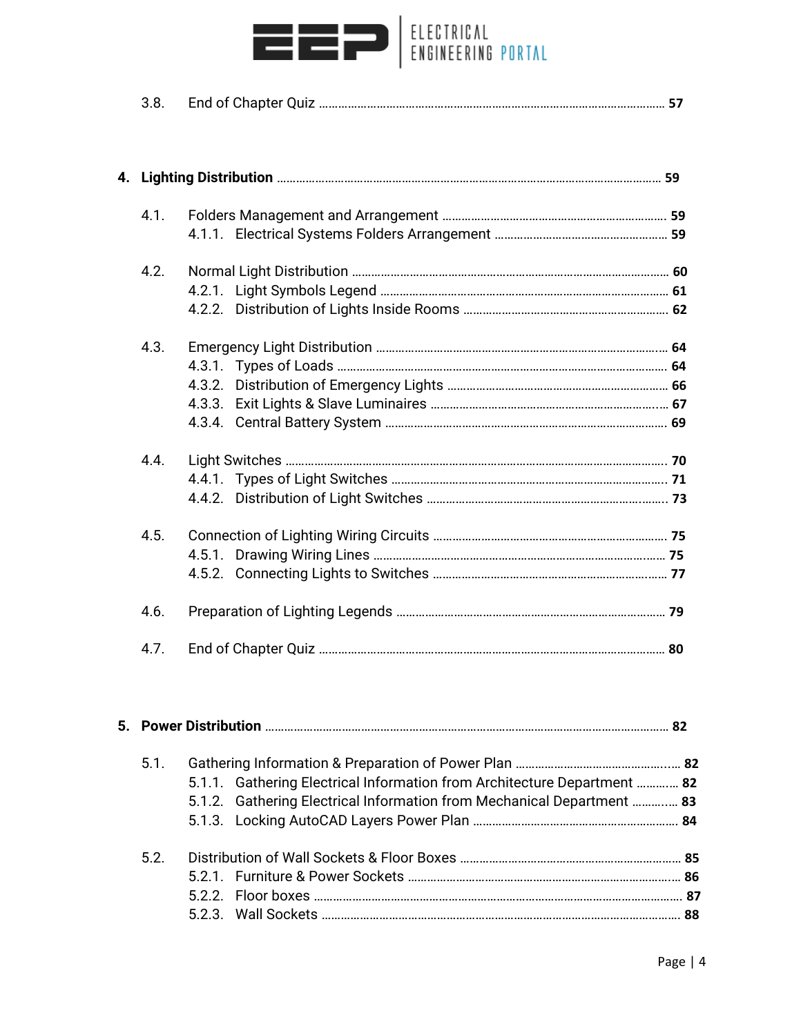3.8. End of Chapter Quiz ........................................................................................................ 57

**4. Lighting Distribution** ........................................................................................................ 59

4.1. Folders Management and Arrangement ........................................................................ 59
- 4.1.1. Electrical Systems Folders Arrangement ................................................................ 59

4.2. Normal Light Distribution ................................................................................................ 60
- 4.2.1. Light Symbols Legend ................................................................................................ 61
- 4.2.2. Distribution of Lights Inside Rooms ........................................................................ 62

4.3. Emergency Light Distribution .......................................................................................... 64
- 4.3.1. Types of Loads .......................................................................................................... 64
- 4.3.2. Distribution of Emergency Lights ............................................................................ 66
- 4.3.3. Exit Lights & Slave Luminaires ................................................................................ 67
- 4.3.4. Central Battery System ............................................................................................ 69

4.4. Light Switches .................................................................................................................. 70
- 4.4.1. Types of Light Switches ............................................................................................ 71
- 4.4.2. Distribution of Light Switches .................................................................................. 73

4.5. Connection of Lighting Wiring Circuits .......................................................................... 75
- 4.5.1. Drawing Wiring Lines ................................................................................................ 75
- 4.5.2. Connecting Lights to Switches .................................................................................. 77

4.6. Preparation of Lighting Legends .................................................................................... 79

4.7. End of Chapter Quiz ........................................................................................................ 80

**5. Power Distribution** ............................................................................................................ 82

5.1. Gathering Information & Preparation of Power Plan .................................................... 82
- 5.1.1. Gathering Electrical Information from Architecture Department ............................ 82
- 5.1.2. Gathering Electrical Information from Mechanical Department ............................ 83
- 5.1.3. Locking AutoCAD Layers Power Plan ........................................................................ 84

5.2. Distribution of Wall Sockets & Floor Boxes .................................................................... 85
- 5.2.1. Furniture & Power Sockets ...................................................................................... 86
- 5.2.2. Floor boxes ................................................................................................................ 87
- 5.2.3. Wall Sockets .............................................................................................................. 88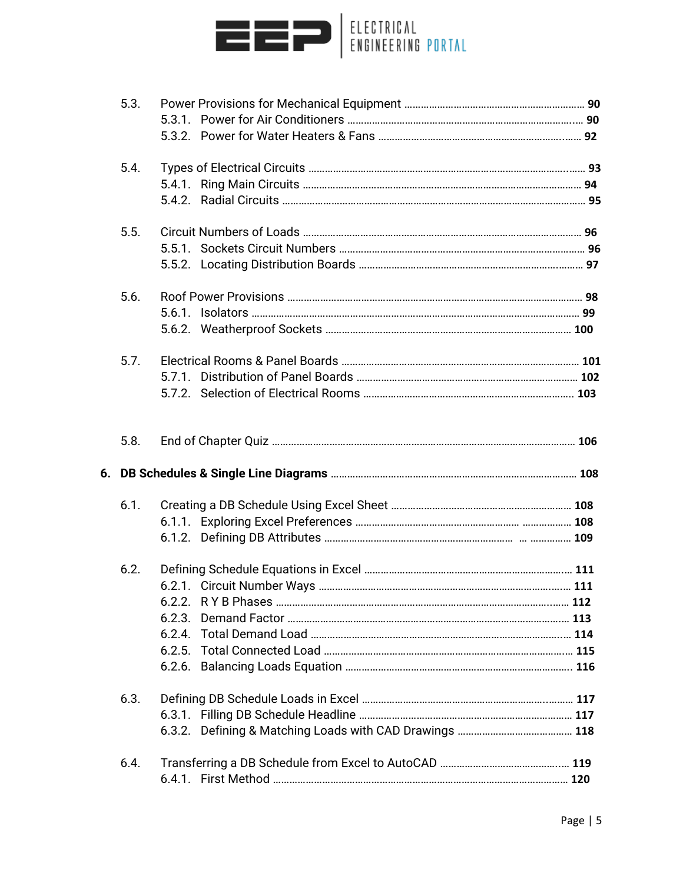- 5.3. Power Provisions for Mechanical Equipment ... **90**
  - 5.3.1. Power for Air Conditioners ... **90**
  - 5.3.2. Power for Water Heaters & Fans ... **92**
- 5.4. Types of Electrical Circuits ... **93**
  - 5.4.1. Ring Main Circuits ... **94**
  - 5.4.2. Radial Circuits ... **95**
- 5.5. Circuit Numbers of Loads ... **96**
  - 5.5.1. Sockets Circuit Numbers ... **96**
  - 5.5.2. Locating Distribution Boards ... **97**
- 5.6. Roof Power Provisions ... **98**
  - 5.6.1. Isolators ... **99**
  - 5.6.2. Weatherproof Sockets ... **100**
- 5.7. Electrical Rooms & Panel Boards ... **101**
  - 5.7.1. Distribution of Panel Boards ... **102**
  - 5.7.2. Selection of Electrical Rooms ... **103**
- 5.8. End of Chapter Quiz ... **106**

**6. DB Schedules & Single Line Diagrams ... 108**

- 6.1. Creating a DB Schedule Using Excel Sheet ... **108**
  - 6.1.1. Exploring Excel Preferences ... **108**
  - 6.1.2. Defining DB Attributes ... **109**
- 6.2. Defining Schedule Equations in Excel ... **111**
  - 6.2.1. Circuit Number Ways ... **111**
  - 6.2.2. R Y B Phases ... **112**
  - 6.2.3. Demand Factor ... **113**
  - 6.2.4. Total Demand Load ... **114**
  - 6.2.5. Total Connected Load ... **115**
  - 6.2.6. Balancing Loads Equation ... **116**
- 6.3. Defining DB Schedule Loads in Excel ... **117**
  - 6.3.1. Filling DB Schedule Headline ... **117**
  - 6.3.2. Defining & Matching Loads with CAD Drawings ... **118**
- 6.4. Transferring a DB Schedule from Excel to AutoCAD ... **119**
  - 6.4.1. First Method ... **120**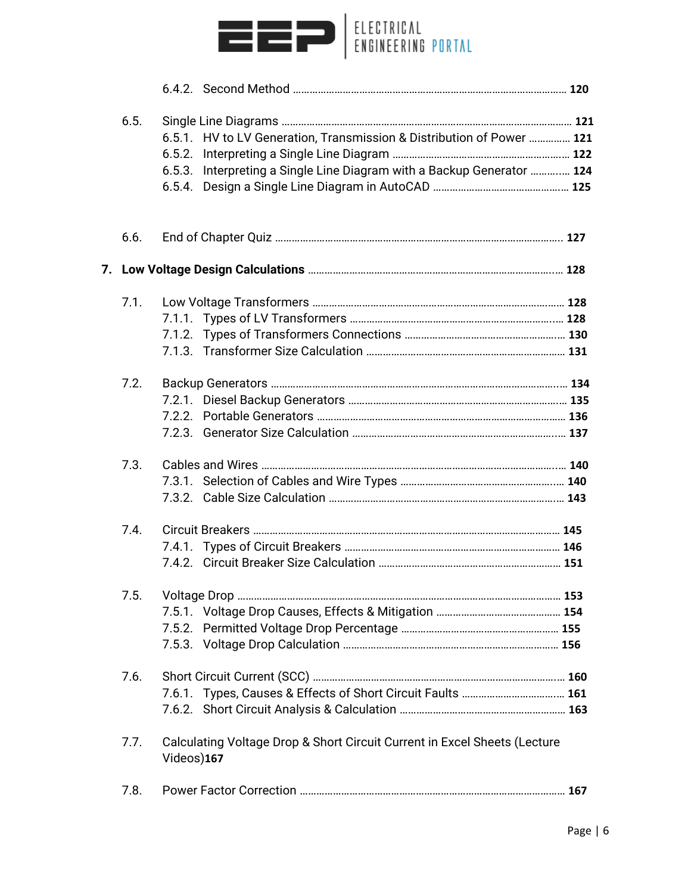6.4.2. Second Method ........................................................................................... **120**

6.5. Single Line Diagrams ........................................................................................... **121**
6.5.1. HV to LV Generation, Transmission & Distribution of Power ............... **121**
6.5.2. Interpreting a Single Line Diagram ................................................................ **122**
6.5.3. Interpreting a Single Line Diagram with a Backup Generator ............... **124**
6.5.4. Design a Single Line Diagram in AutoCAD ................................................ **125**

6.6. End of Chapter Quiz ........................................................................................... **127**

**7. Low Voltage Design Calculations** ........................................................................ **128**

7.1. Low Voltage Transformers ................................................................................... **128**
7.1.1. Types of LV Transformers ................................................................................ **128**
7.1.2. Types of Transformers Connections ................................................................ **130**
7.1.3. Transformer Size Calculation ........................................................................... **131**

7.2. Backup Generators .............................................................................................. **134**
7.2.1. Diesel Backup Generators ............................................................................... **135**
7.2.2. Portable Generators .......................................................................................... **136**
7.2.3. Generator Size Calculation .............................................................................. **137**

7.3. Cables and Wires ................................................................................................. **140**
7.3.1. Selection of Cables and Wire Types ................................................................ **140**
7.3.2. Cable Size Calculation ...................................................................................... **143**

7.4. Circuit Breakers ................................................................................................... **145**
7.4.1. Types of Circuit Breakers ................................................................................. **146**
7.4.2. Circuit Breaker Size Calculation ...................................................................... **151**

7.5. Voltage Drop ........................................................................................................ **153**
7.5.1. Voltage Drop Causes, Effects & Mitigation .................................................. **154**
7.5.2. Permitted Voltage Drop Percentage ............................................................... **155**
7.5.3. Voltage Drop Calculation ................................................................................. **156**

7.6. Short Circuit Current (SCC) ................................................................................. **160**
7.6.1. Types, Causes & Effects of Short Circuit Faults ........................................... **161**
7.6.2. Short Circuit Analysis & Calculation .............................................................. **163**

7.7. Calculating Voltage Drop & Short Circuit Current in Excel Sheets (Lecture Videos)**167**

7.8. Power Factor Correction ...................................................................................... **167**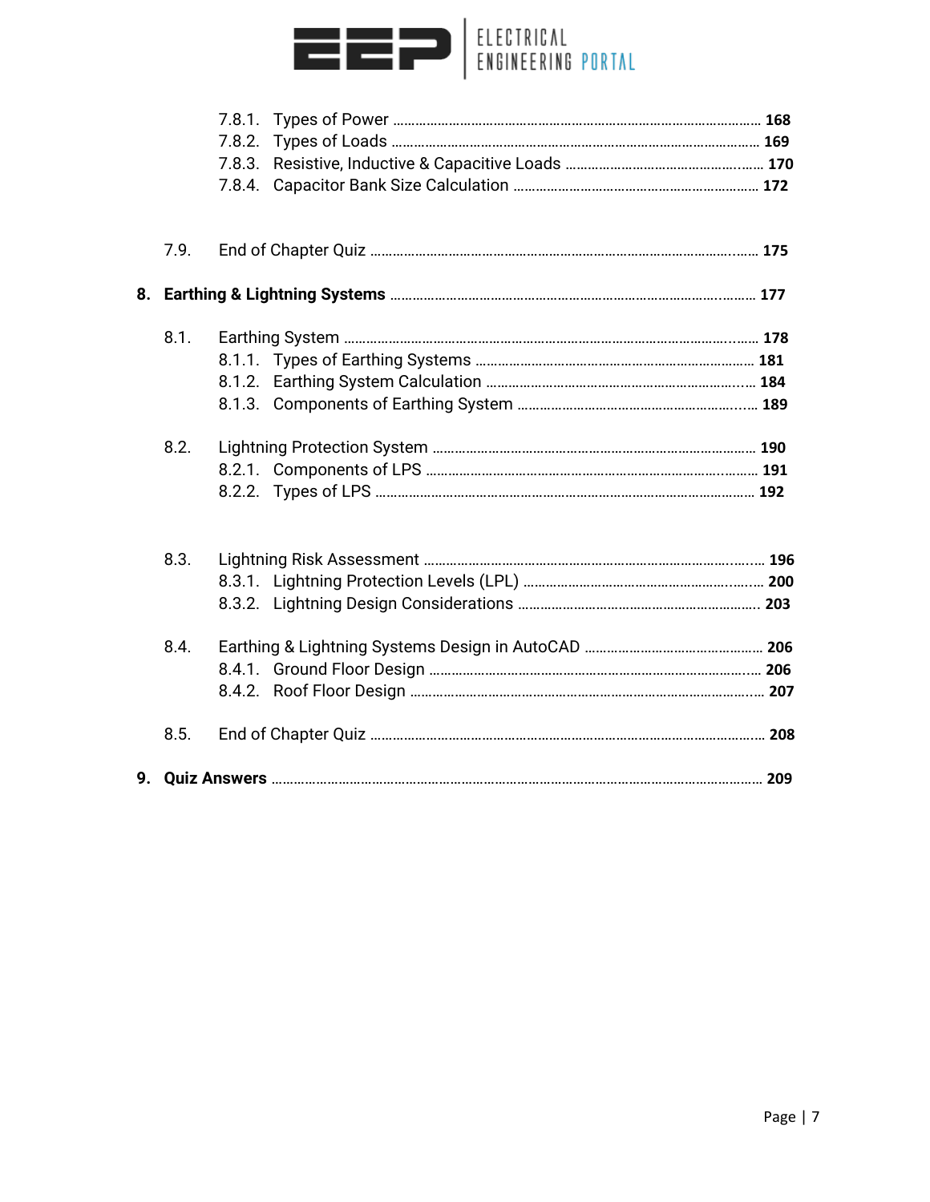7.8.1. Types of Power ........................................................................................ **168**
7.8.2. Types of Loads ........................................................................................ **169**
7.8.3. Resistive, Inductive & Capacitive Loads ........................................... **170**
7.8.4. Capacitor Bank Size Calculation .......................................................... **172**

7.9. End of Chapter Quiz ........................................................................................ **175**

**8. Earthing & Lightning Systems ........................................................................ 177**

8.1. Earthing System ........................................................................................ **178**
8.1.1. Types of Earthing Systems ................................................................ **181**
8.1.2. Earthing System Calculation .............................................................. **184**
8.1.3. Components of Earthing System ....................................................... **189**

8.2. Lightning Protection System ........................................................................ **190**
8.2.1. Components of LPS ........................................................................... **191**
8.2.2. Types of LPS ....................................................................................... **192**

8.3. Lightning Risk Assessment ........................................................................ **196**
8.3.1. Lightning Protection Levels (LPL) ..................................................... **200**
8.3.2. Lightning Design Considerations ....................................................... **203**

8.4. Earthing & Lightning Systems Design in AutoCAD ..................................... **206**
8.4.1. Ground Floor Design .......................................................................... **206**
8.4.2. Roof Floor Design ............................................................................... **207**

8.5. End of Chapter Quiz ........................................................................................ **208**

**9. Quiz Answers ........................................................................................ 209**